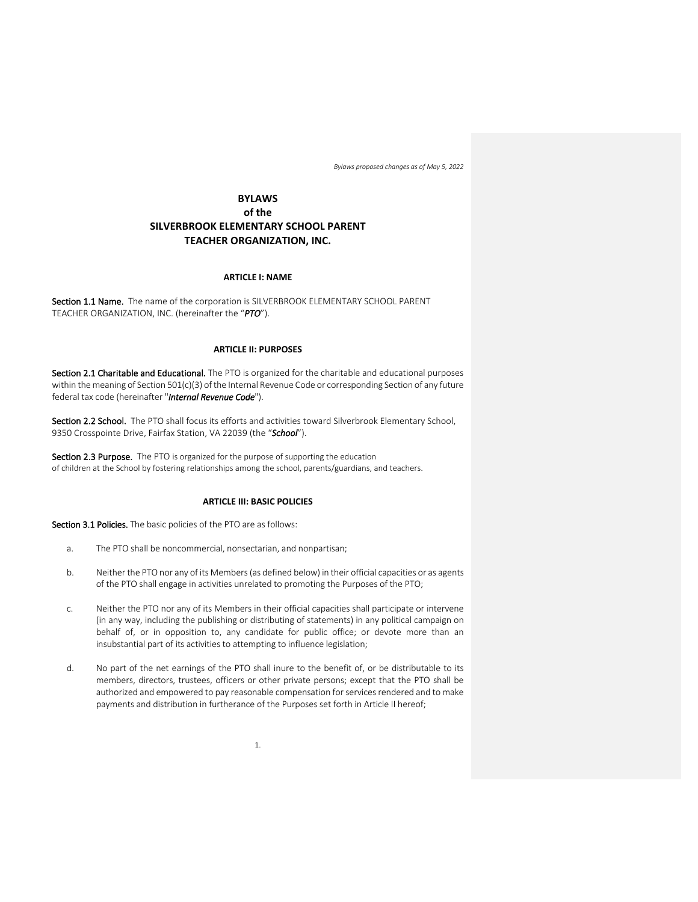*Bylaws proposed changes as of May 5, 2022*

# BYLAWS
# of the
# SILVERBROOK ELEMENTARY SCHOOL PARENT TEACHER ORGANIZATION, INC.

## ARTICLE I: NAME

**Section 1.1 Name.** The name of the corporation is SILVERBROOK ELEMENTARY SCHOOL PARENT TEACHER ORGANIZATION, INC. (hereinafter the "***PTO***").

## ARTICLE II: PURPOSES

**Section 2.1 Charitable and Educational.** The PTO is organized for the charitable and educational purposes within the meaning of Section 501(c)(3) of the Internal Revenue Code or corresponding Section of any future federal tax code (hereinafter "***Internal Revenue Code***").

**Section 2.2 School.** The PTO shall focus its efforts and activities toward Silverbrook Elementary School, 9350 Crosspointe Drive, Fairfax Station, VA 22039 (the "***School***").

**Section 2.3 Purpose.** The PTO is organized for the purpose of supporting the education of children at the School by fostering relationships among the school, parents/guardians, and teachers.

## ARTICLE III: BASIC POLICIES

**Section 3.1 Policies.** The basic policies of the PTO are as follows:

a. The PTO shall be noncommercial, nonsectarian, and nonpartisan;

b. Neither the PTO nor any of its Members (as defined below) in their official capacities or as agents of the PTO shall engage in activities unrelated to promoting the Purposes of the PTO;

c. Neither the PTO nor any of its Members in their official capacities shall participate or intervene (in any way, including the publishing or distributing of statements) in any political campaign on behalf of, or in opposition to, any candidate for public office; or devote more than an insubstantial part of its activities to attempting to influence legislation;

d. No part of the net earnings of the PTO shall inure to the benefit of, or be distributable to its members, directors, trustees, officers or other private persons; except that the PTO shall be authorized and empowered to pay reasonable compensation for services rendered and to make payments and distribution in furtherance of the Purposes set forth in Article II hereof;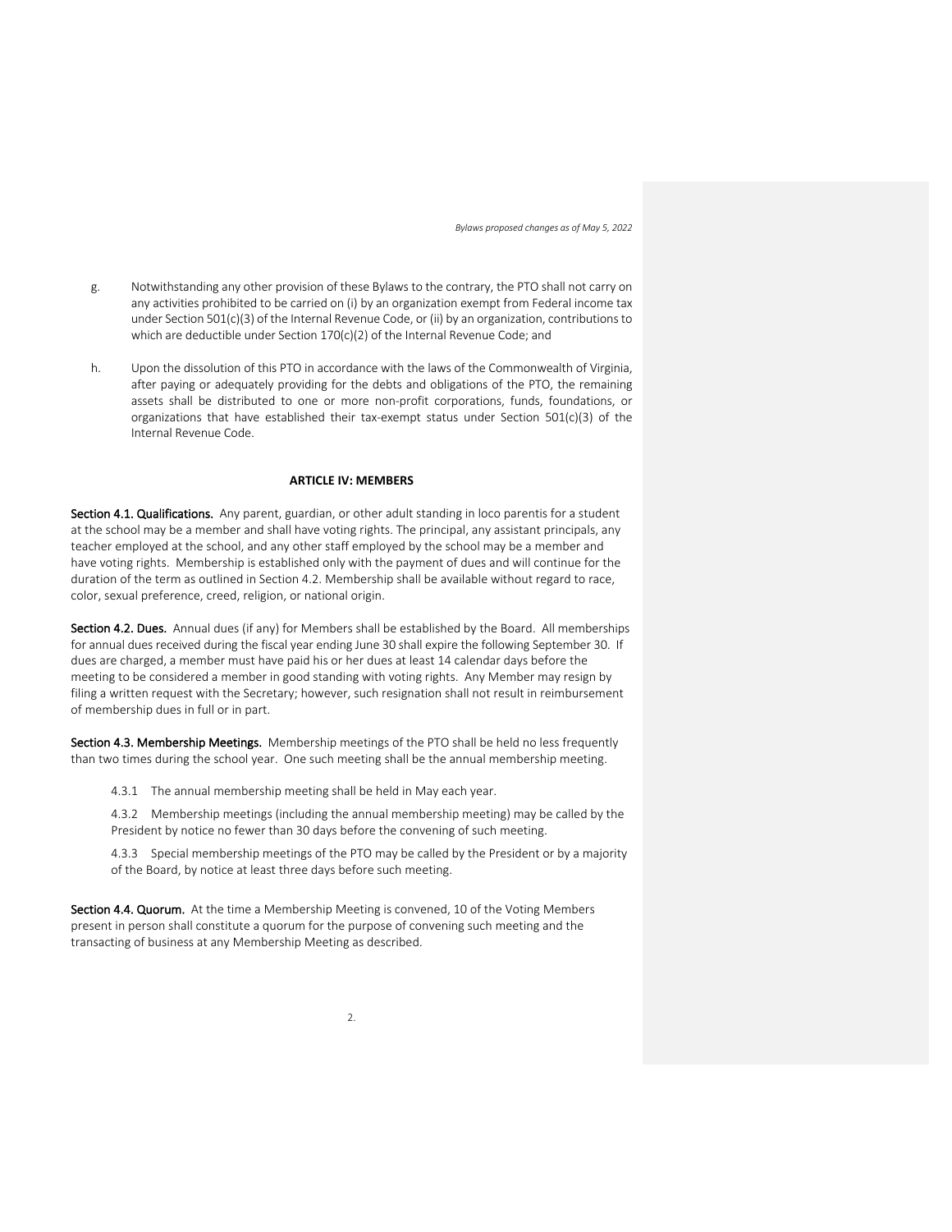g. Notwithstanding any other provision of these Bylaws to the contrary, the PTO shall not carry on any activities prohibited to be carried on (i) by an organization exempt from Federal income tax under Section 501(c)(3) of the Internal Revenue Code, or (ii) by an organization, contributions to which are deductible under Section 170(c)(2) of the Internal Revenue Code; and

h. Upon the dissolution of this PTO in accordance with the laws of the Commonwealth of Virginia, after paying or adequately providing for the debts and obligations of the PTO, the remaining assets shall be distributed to one or more non-profit corporations, funds, foundations, or organizations that have established their tax-exempt status under Section 501(c)(3) of the Internal Revenue Code.

## ARTICLE IV: MEMBERS

**Section 4.1. Qualifications.** Any parent, guardian, or other adult standing in loco parentis for a student at the school may be a member and shall have voting rights. The principal, any assistant principals, any teacher employed at the school, and any other staff employed by the school may be a member and have voting rights. Membership is established only with the payment of dues and will continue for the duration of the term as outlined in Section 4.2. Membership shall be available without regard to race, color, sexual preference, creed, religion, or national origin.

**Section 4.2. Dues.** Annual dues (if any) for Members shall be established by the Board. All memberships for annual dues received during the fiscal year ending June 30 shall expire the following September 30. If dues are charged, a member must have paid his or her dues at least 14 calendar days before the meeting to be considered a member in good standing with voting rights. Any Member may resign by filing a written request with the Secretary; however, such resignation shall not result in reimbursement of membership dues in full or in part.

**Section 4.3. Membership Meetings.** Membership meetings of the PTO shall be held no less frequently than two times during the school year. One such meeting shall be the annual membership meeting.

4.3.1 The annual membership meeting shall be held in May each year.

4.3.2 Membership meetings (including the annual membership meeting) may be called by the President by notice no fewer than 30 days before the convening of such meeting.

4.3.3 Special membership meetings of the PTO may be called by the President or by a majority of the Board, by notice at least three days before such meeting.

**Section 4.4. Quorum.** At the time a Membership Meeting is convened, 10 of the Voting Members present in person shall constitute a quorum for the purpose of convening such meeting and the transacting of business at any Membership Meeting as described.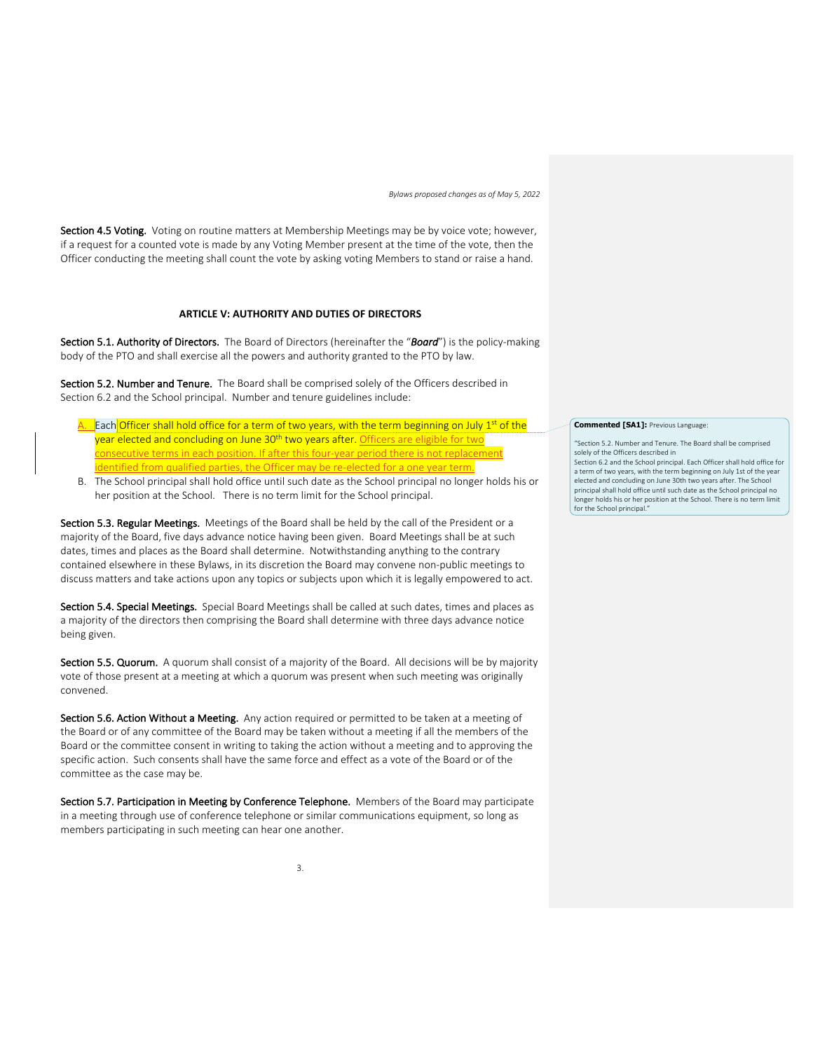**Section 4.5 Voting.** Voting on routine matters at Membership Meetings may be by voice vote; however, if a request for a counted vote is made by any Voting Member present at the time of the vote, then the Officer conducting the meeting shall count the vote by asking voting Members to stand or raise a hand.

## ARTICLE V: AUTHORITY AND DUTIES OF DIRECTORS

**Section 5.1. Authority of Directors.** The Board of Directors (hereinafter the "***Board***") is the policy-making body of the PTO and shall exercise all the powers and authority granted to the PTO by law.

**Section 5.2. Number and Tenure.** The Board shall be comprised solely of the Officers described in Section 6.2 and the School principal. Number and tenure guidelines include:

A. Each Officer shall hold office for a term of two years, with the term beginning on July 1st of the year elected and concluding on June 30th two years after. Officers are eligible for two consecutive terms in each position. If after this four-year period there is not replacement identified from qualified parties, the Officer may be re-elected for a one year term.

B. The School principal shall hold office until such date as the School principal no longer holds his or her position at the School. There is no term limit for the School principal.

**Section 5.3. Regular Meetings.** Meetings of the Board shall be held by the call of the President or a majority of the Board, five days advance notice having been given. Board Meetings shall be at such dates, times and places as the Board shall determine. Notwithstanding anything to the contrary contained elsewhere in these Bylaws, in its discretion the Board may convene non-public meetings to discuss matters and take actions upon any topics or subjects upon which it is legally empowered to act.

**Section 5.4. Special Meetings.** Special Board Meetings shall be called at such dates, times and places as a majority of the directors then comprising the Board shall determine with three days advance notice being given.

**Section 5.5. Quorum.** A quorum shall consist of a majority of the Board. All decisions will be by majority vote of those present at a meeting at which a quorum was present when such meeting was originally convened.

**Section 5.6. Action Without a Meeting.** Any action required or permitted to be taken at a meeting of the Board or of any committee of the Board may be taken without a meeting if all the members of the Board or the committee consent in writing to taking the action without a meeting and to approving the specific action. Such consents shall have the same force and effect as a vote of the Board or of the committee as the case may be.

**Section 5.7. Participation in Meeting by Conference Telephone.** Members of the Board may participate in a meeting through use of conference telephone or similar communications equipment, so long as members participating in such meeting can hear one another.

**Commented [SA1]:** Previous Language:

"Section 5.2. Number and Tenure. The Board shall be comprised solely of the Officers described in Section 6.2 and the School principal. Each Officer shall hold office for a term of two years, with the term beginning on July 1st of the year elected and concluding on June 30th two years after. The School principal shall hold office until such date as the School principal no longer holds his or her position at the School. There is no term limit for the School principal."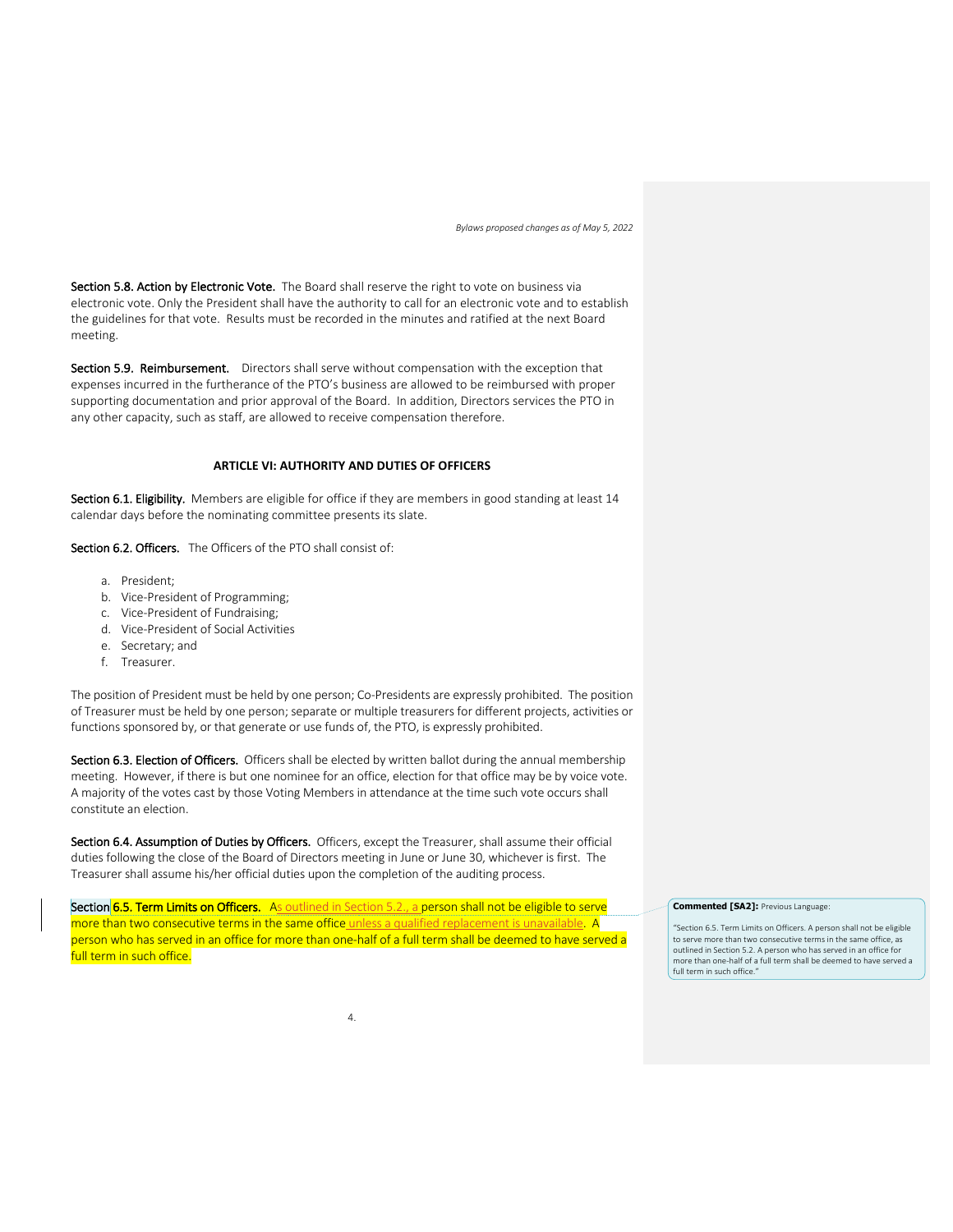**Section 5.8. Action by Electronic Vote.** The Board shall reserve the right to vote on business via electronic vote. Only the President shall have the authority to call for an electronic vote and to establish the guidelines for that vote. Results must be recorded in the minutes and ratified at the next Board meeting.

**Section 5.9. Reimbursement.** Directors shall serve without compensation with the exception that expenses incurred in the furtherance of the PTO's business are allowed to be reimbursed with proper supporting documentation and prior approval of the Board. In addition, Directors services the PTO in any other capacity, such as staff, are allowed to receive compensation therefore.

## ARTICLE VI: AUTHORITY AND DUTIES OF OFFICERS

**Section 6.1. Eligibility.** Members are eligible for office if they are members in good standing at least 14 calendar days before the nominating committee presents its slate.

**Section 6.2. Officers.** The Officers of the PTO shall consist of:

a. President;
b. Vice-President of Programming;
c. Vice-President of Fundraising;
d. Vice-President of Social Activities
e. Secretary; and
f. Treasurer.

The position of President must be held by one person; Co-Presidents are expressly prohibited. The position of Treasurer must be held by one person; separate or multiple treasurers for different projects, activities or functions sponsored by, or that generate or use funds of, the PTO, is expressly prohibited.

**Section 6.3. Election of Officers.** Officers shall be elected by written ballot during the annual membership meeting. However, if there is but one nominee for an office, election for that office may be by voice vote. A majority of the votes cast by those Voting Members in attendance at the time such vote occurs shall constitute an election.

**Section 6.4. Assumption of Duties by Officers.** Officers, except the Treasurer, shall assume their official duties following the close of the Board of Directors meeting in June or June 30, whichever is first. The Treasurer shall assume his/her official duties upon the completion of the auditing process.

**Section 6.5. Term Limits on Officers.** As outlined in Section 5.2., a person shall not be eligible to serve more than two consecutive terms in the same office unless a qualified replacement is unavailable. A person who has served in an office for more than one-half of a full term shall be deemed to have served a full term in such office.

**Commented [SA2]:** Previous Language:

"Section 6.5. Term Limits on Officers. A person shall not be eligible to serve more than two consecutive terms in the same office, as outlined in Section 5.2. A person who has served in an office for more than one-half of a full term shall be deemed to have served a full term in such office."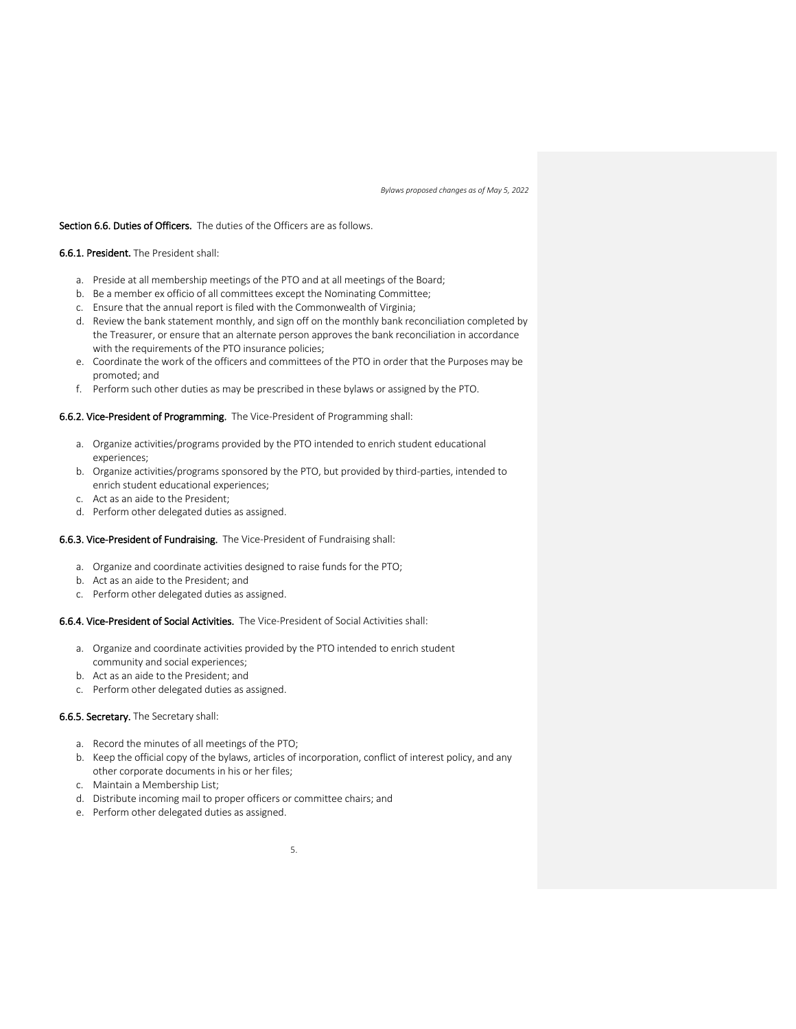**Section 6.6. Duties of Officers.** The duties of the Officers are as follows.

**6.6.1. President.** The President shall:

a. Preside at all membership meetings of the PTO and at all meetings of the Board;
b. Be a member ex officio of all committees except the Nominating Committee;
c. Ensure that the annual report is filed with the Commonwealth of Virginia;
d. Review the bank statement monthly, and sign off on the monthly bank reconciliation completed by the Treasurer, or ensure that an alternate person approves the bank reconciliation in accordance with the requirements of the PTO insurance policies;
e. Coordinate the work of the officers and committees of the PTO in order that the Purposes may be promoted; and
f. Perform such other duties as may be prescribed in these bylaws or assigned by the PTO.

**6.6.2. Vice-President of Programming.** The Vice-President of Programming shall:

a. Organize activities/programs provided by the PTO intended to enrich student educational experiences;
b. Organize activities/programs sponsored by the PTO, but provided by third-parties, intended to enrich student educational experiences;
c. Act as an aide to the President;
d. Perform other delegated duties as assigned.

**6.6.3. Vice-President of Fundraising.** The Vice-President of Fundraising shall:

a. Organize and coordinate activities designed to raise funds for the PTO;
b. Act as an aide to the President; and
c. Perform other delegated duties as assigned.

**6.6.4. Vice-President of Social Activities.** The Vice-President of Social Activities shall:

a. Organize and coordinate activities provided by the PTO intended to enrich student community and social experiences;
b. Act as an aide to the President; and
c. Perform other delegated duties as assigned.

**6.6.5. Secretary.** The Secretary shall:

a. Record the minutes of all meetings of the PTO;
b. Keep the official copy of the bylaws, articles of incorporation, conflict of interest policy, and any other corporate documents in his or her files;
c. Maintain a Membership List;
d. Distribute incoming mail to proper officers or committee chairs; and
e. Perform other delegated duties as assigned.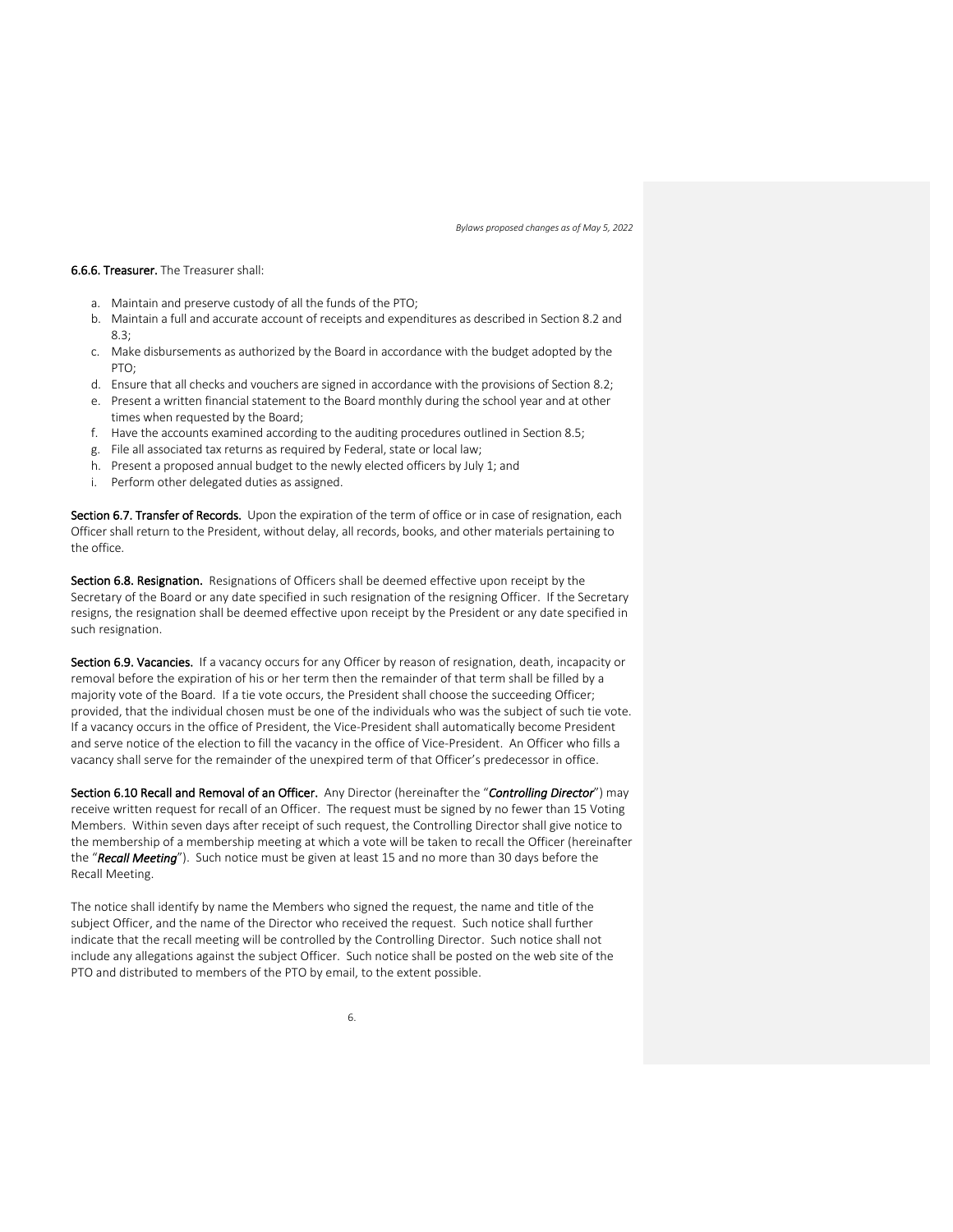**6.6.6. Treasurer.** The Treasurer shall:

a. Maintain and preserve custody of all the funds of the PTO;
b. Maintain a full and accurate account of receipts and expenditures as described in Section 8.2 and 8.3;
c. Make disbursements as authorized by the Board in accordance with the budget adopted by the PTO;
d. Ensure that all checks and vouchers are signed in accordance with the provisions of Section 8.2;
e. Present a written financial statement to the Board monthly during the school year and at other times when requested by the Board;
f. Have the accounts examined according to the auditing procedures outlined in Section 8.5;
g. File all associated tax returns as required by Federal, state or local law;
h. Present a proposed annual budget to the newly elected officers by July 1; and
i. Perform other delegated duties as assigned.

**Section 6.7. Transfer of Records.** Upon the expiration of the term of office or in case of resignation, each Officer shall return to the President, without delay, all records, books, and other materials pertaining to the office.

**Section 6.8. Resignation.** Resignations of Officers shall be deemed effective upon receipt by the Secretary of the Board or any date specified in such resignation of the resigning Officer. If the Secretary resigns, the resignation shall be deemed effective upon receipt by the President or any date specified in such resignation.

**Section 6.9. Vacancies.** If a vacancy occurs for any Officer by reason of resignation, death, incapacity or removal before the expiration of his or her term then the remainder of that term shall be filled by a majority vote of the Board. If a tie vote occurs, the President shall choose the succeeding Officer; provided, that the individual chosen must be one of the individuals who was the subject of such tie vote. If a vacancy occurs in the office of President, the Vice-President shall automatically become President and serve notice of the election to fill the vacancy in the office of Vice-President. An Officer who fills a vacancy shall serve for the remainder of the unexpired term of that Officer's predecessor in office.

**Section 6.10 Recall and Removal of an Officer.** Any Director (hereinafter the "***Controlling Director***") may receive written request for recall of an Officer. The request must be signed by no fewer than 15 Voting Members. Within seven days after receipt of such request, the Controlling Director shall give notice to the membership of a membership meeting at which a vote will be taken to recall the Officer (hereinafter the "***Recall Meeting***"). Such notice must be given at least 15 and no more than 30 days before the Recall Meeting.

The notice shall identify by name the Members who signed the request, the name and title of the subject Officer, and the name of the Director who received the request. Such notice shall further indicate that the recall meeting will be controlled by the Controlling Director. Such notice shall not include any allegations against the subject Officer. Such notice shall be posted on the web site of the PTO and distributed to members of the PTO by email, to the extent possible.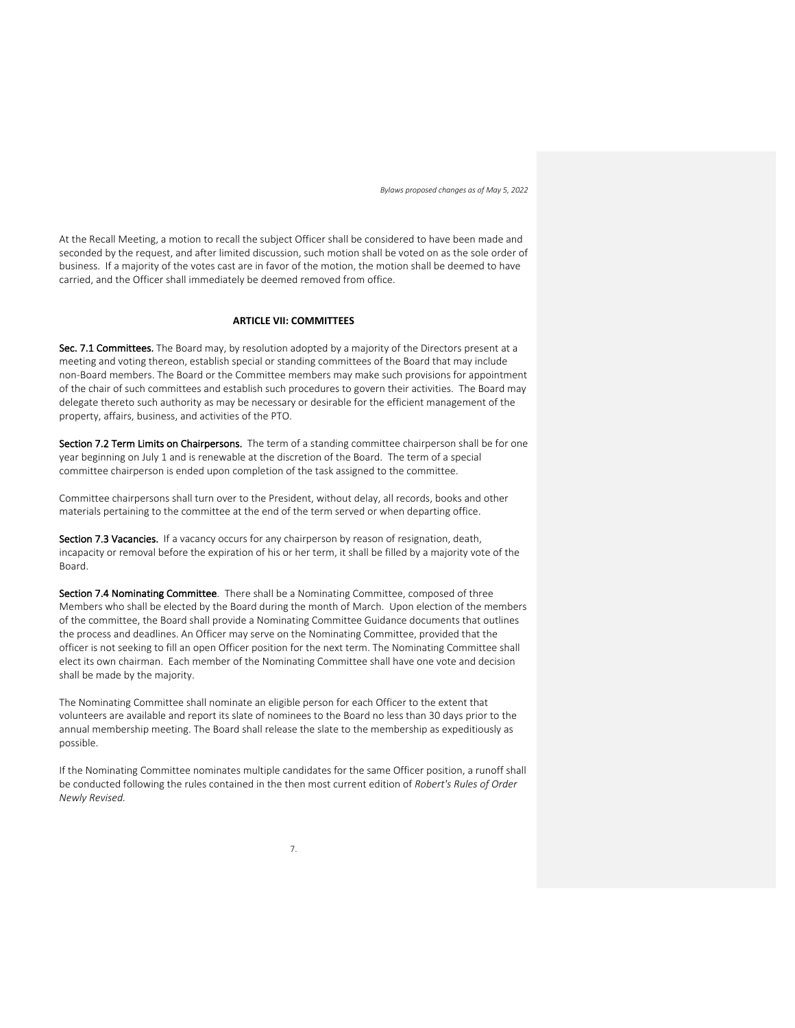At the Recall Meeting, a motion to recall the subject Officer shall be considered to have been made and seconded by the request, and after limited discussion, such motion shall be voted on as the sole order of business. If a majority of the votes cast are in favor of the motion, the motion shall be deemed to have carried, and the Officer shall immediately be deemed removed from office.

## ARTICLE VII: COMMITTEES

**Sec. 7.1 Committees.** The Board may, by resolution adopted by a majority of the Directors present at a meeting and voting thereon, establish special or standing committees of the Board that may include non-Board members. The Board or the Committee members may make such provisions for appointment of the chair of such committees and establish such procedures to govern their activities. The Board may delegate thereto such authority as may be necessary or desirable for the efficient management of the property, affairs, business, and activities of the PTO.

**Section 7.2 Term Limits on Chairpersons.** The term of a standing committee chairperson shall be for one year beginning on July 1 and is renewable at the discretion of the Board. The term of a special committee chairperson is ended upon completion of the task assigned to the committee.

Committee chairpersons shall turn over to the President, without delay, all records, books and other materials pertaining to the committee at the end of the term served or when departing office.

**Section 7.3 Vacancies.** If a vacancy occurs for any chairperson by reason of resignation, death, incapacity or removal before the expiration of his or her term, it shall be filled by a majority vote of the Board.

**Section 7.4 Nominating Committee**. There shall be a Nominating Committee, composed of three Members who shall be elected by the Board during the month of March. Upon election of the members of the committee, the Board shall provide a Nominating Committee Guidance documents that outlines the process and deadlines. An Officer may serve on the Nominating Committee, provided that the officer is not seeking to fill an open Officer position for the next term. The Nominating Committee shall elect its own chairman. Each member of the Nominating Committee shall have one vote and decision shall be made by the majority.

The Nominating Committee shall nominate an eligible person for each Officer to the extent that volunteers are available and report its slate of nominees to the Board no less than 30 days prior to the annual membership meeting. The Board shall release the slate to the membership as expeditiously as possible.

If the Nominating Committee nominates multiple candidates for the same Officer position, a runoff shall be conducted following the rules contained in the then most current edition of *Robert's Rules of Order Newly Revised.*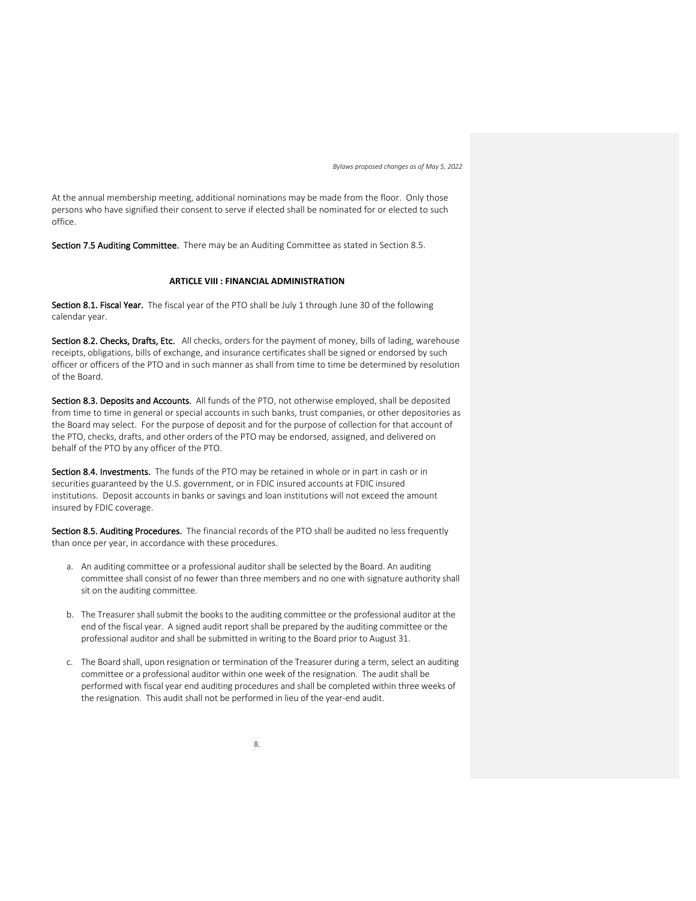At the annual membership meeting, additional nominations may be made from the floor. Only those persons who have signified their consent to serve if elected shall be nominated for or elected to such office.

**Section 7.5 Auditing Committee.** There may be an Auditing Committee as stated in Section 8.5.

## ARTICLE VIII : FINANCIAL ADMINISTRATION

**Section 8.1. Fiscal Year.** The fiscal year of the PTO shall be July 1 through June 30 of the following calendar year.

**Section 8.2. Checks, Drafts, Etc.** All checks, orders for the payment of money, bills of lading, warehouse receipts, obligations, bills of exchange, and insurance certificates shall be signed or endorsed by such officer or officers of the PTO and in such manner as shall from time to time be determined by resolution of the Board.

**Section 8.3. Deposits and Accounts.** All funds of the PTO, not otherwise employed, shall be deposited from time to time in general or special accounts in such banks, trust companies, or other depositories as the Board may select. For the purpose of deposit and for the purpose of collection for that account of the PTO, checks, drafts, and other orders of the PTO may be endorsed, assigned, and delivered on behalf of the PTO by any officer of the PTO.

**Section 8.4. Investments.** The funds of the PTO may be retained in whole or in part in cash or in securities guaranteed by the U.S. government, or in FDIC insured accounts at FDIC insured institutions. Deposit accounts in banks or savings and loan institutions will not exceed the amount insured by FDIC coverage.

**Section 8.5. Auditing Procedures.** The financial records of the PTO shall be audited no less frequently than once per year, in accordance with these procedures.

a. An auditing committee or a professional auditor shall be selected by the Board. An auditing committee shall consist of no fewer than three members and no one with signature authority shall sit on the auditing committee.

b. The Treasurer shall submit the books to the auditing committee or the professional auditor at the end of the fiscal year. A signed audit report shall be prepared by the auditing committee or the professional auditor and shall be submitted in writing to the Board prior to August 31.

c. The Board shall, upon resignation or termination of the Treasurer during a term, select an auditing committee or a professional auditor within one week of the resignation. The audit shall be performed with fiscal year end auditing procedures and shall be completed within three weeks of the resignation. This audit shall not be performed in lieu of the year-end audit.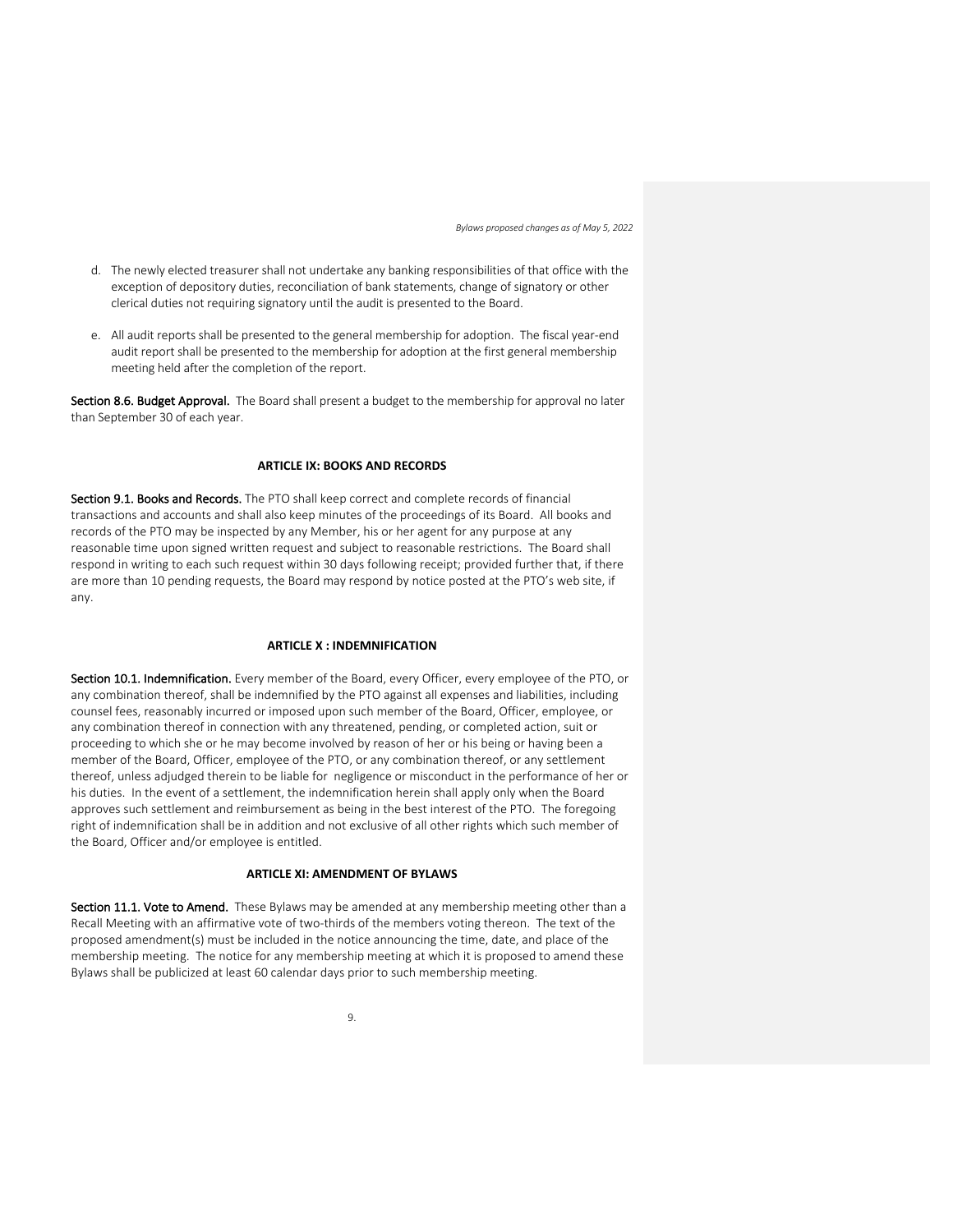d. The newly elected treasurer shall not undertake any banking responsibilities of that office with the exception of depository duties, reconciliation of bank statements, change of signatory or other clerical duties not requiring signatory until the audit is presented to the Board.

e. All audit reports shall be presented to the general membership for adoption. The fiscal year-end audit report shall be presented to the membership for adoption at the first general membership meeting held after the completion of the report.

**Section 8.6. Budget Approval.** The Board shall present a budget to the membership for approval no later than September 30 of each year.

## ARTICLE IX: BOOKS AND RECORDS

**Section 9.1. Books and Records.** The PTO shall keep correct and complete records of financial transactions and accounts and shall also keep minutes of the proceedings of its Board. All books and records of the PTO may be inspected by any Member, his or her agent for any purpose at any reasonable time upon signed written request and subject to reasonable restrictions. The Board shall respond in writing to each such request within 30 days following receipt; provided further that, if there are more than 10 pending requests, the Board may respond by notice posted at the PTO's web site, if any.

## ARTICLE X : INDEMNIFICATION

**Section 10.1. Indemnification.** Every member of the Board, every Officer, every employee of the PTO, or any combination thereof, shall be indemnified by the PTO against all expenses and liabilities, including counsel fees, reasonably incurred or imposed upon such member of the Board, Officer, employee, or any combination thereof in connection with any threatened, pending, or completed action, suit or proceeding to which she or he may become involved by reason of her or his being or having been a member of the Board, Officer, employee of the PTO, or any combination thereof, or any settlement thereof, unless adjudged therein to be liable for negligence or misconduct in the performance of her or his duties. In the event of a settlement, the indemnification herein shall apply only when the Board approves such settlement and reimbursement as being in the best interest of the PTO. The foregoing right of indemnification shall be in addition and not exclusive of all other rights which such member of the Board, Officer and/or employee is entitled.

## ARTICLE XI: AMENDMENT OF BYLAWS

**Section 11.1. Vote to Amend.** These Bylaws may be amended at any membership meeting other than a Recall Meeting with an affirmative vote of two-thirds of the members voting thereon. The text of the proposed amendment(s) must be included in the notice announcing the time, date, and place of the membership meeting. The notice for any membership meeting at which it is proposed to amend these Bylaws shall be publicized at least 60 calendar days prior to such membership meeting.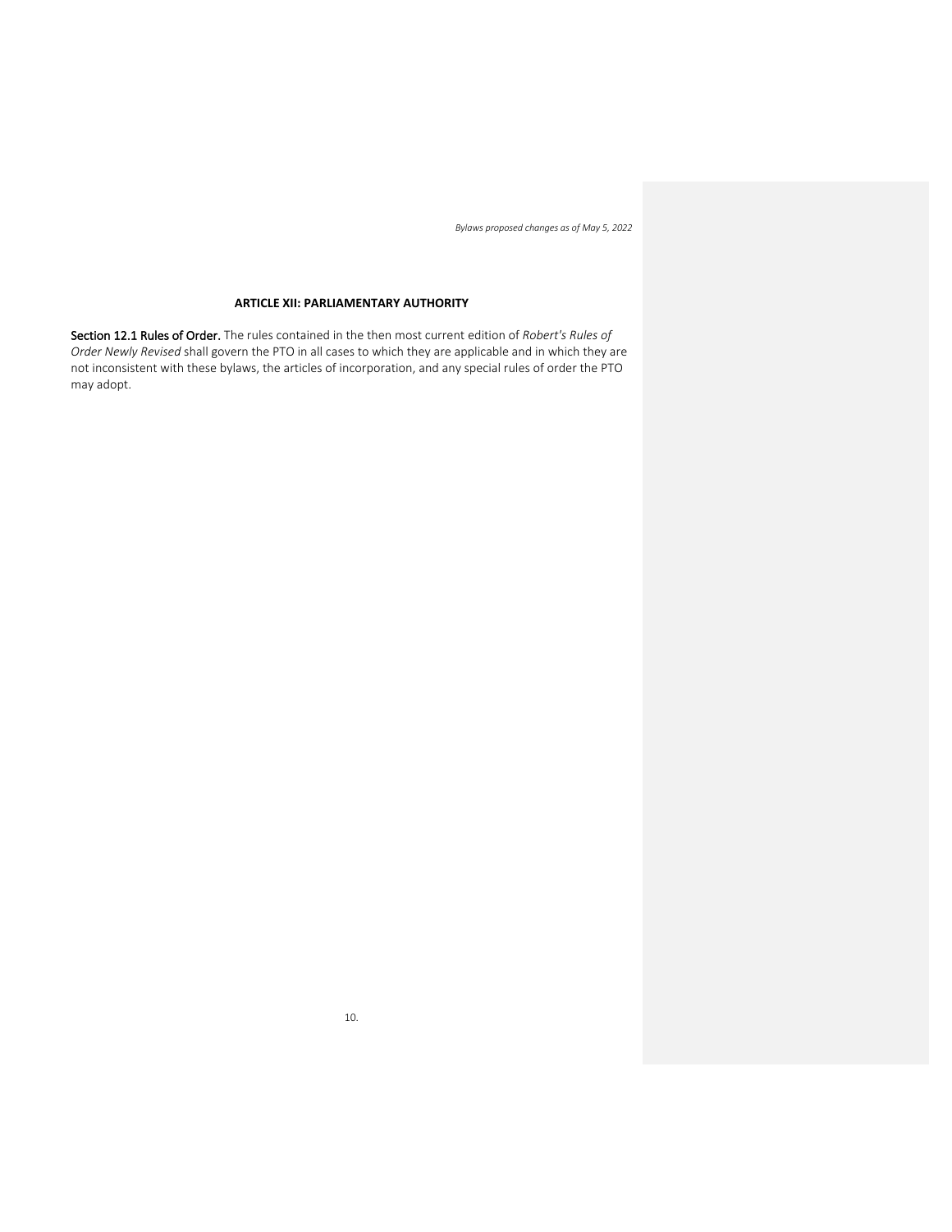## ARTICLE XII: PARLIAMENTARY AUTHORITY

**Section 12.1 Rules of Order.** The rules contained in the then most current edition of *Robert's Rules of Order Newly Revised* shall govern the PTO in all cases to which they are applicable and in which they are not inconsistent with these bylaws, the articles of incorporation, and any special rules of order the PTO may adopt.